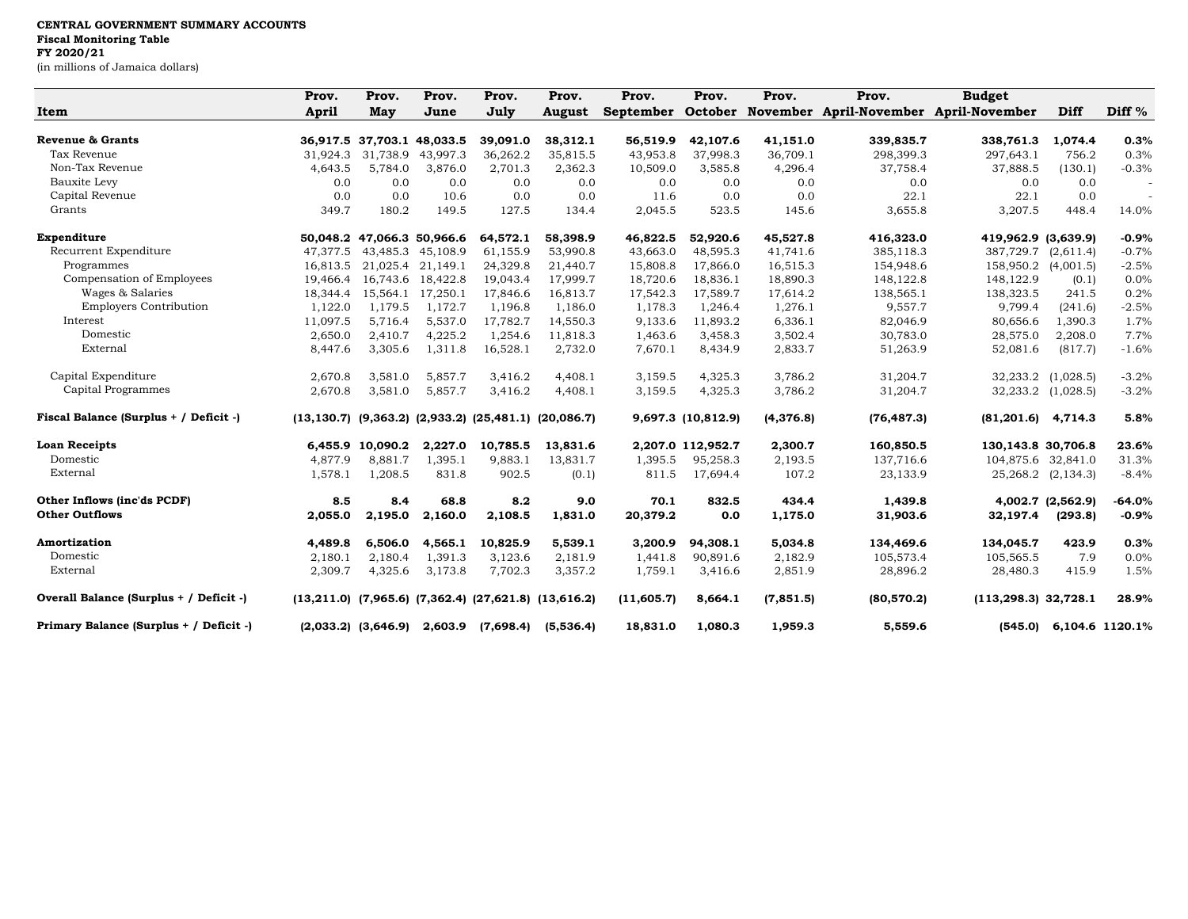**CENTRAL GOVERNMENT SUMMARY ACCOUNTS**
**Fiscal Monitoring Table**
**FY 2020/21**
(in millions of Jamaica dollars)

| Item | Prov. April | Prov. May | Prov. June | Prov. July | Prov. August | Prov. September | Prov. October | Prov. November | Prov. April-November | Budget April-November | Diff | Diff % |
|---|---|---|---|---|---|---|---|---|---|---|---|---|
| **Revenue & Grants** | **36,917.5** | **37,703.1** | **48,033.5** | **39,091.0** | **38,312.1** | **56,519.9** | **42,107.6** | **41,151.0** | **339,835.7** | **338,761.3** | **1,074.4** | **0.3%** |
| Tax Revenue | 31,924.3 | 31,738.9 | 43,997.3 | 36,262.2 | 35,815.5 | 43,953.8 | 37,998.3 | 36,709.1 | 298,399.3 | 297,643.1 | 756.2 | 0.3% |
| Non-Tax Revenue | 4,643.5 | 5,784.0 | 3,876.0 | 2,701.3 | 2,362.3 | 10,509.0 | 3,585.8 | 4,296.4 | 37,758.4 | 37,888.5 | (130.1) | -0.3% |
| Bauxite Levy | 0.0 | 0.0 | 0.0 | 0.0 | 0.0 | 0.0 | 0.0 | 0.0 | 0.0 | 0.0 | 0.0 | - |
| Capital Revenue | 0.0 | 0.0 | 10.6 | 0.0 | 0.0 | 11.6 | 0.0 | 0.0 | 22.1 | 22.1 | 0.0 | - |
| Grants | 349.7 | 180.2 | 149.5 | 127.5 | 134.4 | 2,045.5 | 523.5 | 145.6 | 3,655.8 | 3,207.5 | 448.4 | 14.0% |
| **Expenditure** | **50,048.2** | **47,066.3** | **50,966.6** | **64,572.1** | **58,398.9** | **46,822.5** | **52,920.6** | **45,527.8** | **416,323.0** | **419,962.9** | **(3,639.9)** | **-0.9%** |
| Recurrent Expenditure | 47,377.5 | 43,485.3 | 45,108.9 | 61,155.9 | 53,990.8 | 43,663.0 | 48,595.3 | 41,741.6 | 385,118.3 | 387,729.7 | (2,611.4) | -0.7% |
| Programmes | 16,813.5 | 21,025.4 | 21,149.1 | 24,329.8 | 21,440.7 | 15,808.8 | 17,866.0 | 16,515.3 | 154,948.6 | 158,950.2 | (4,001.5) | -2.5% |
| Compensation of Employees | 19,466.4 | 16,743.6 | 18,422.8 | 19,043.4 | 17,999.7 | 18,720.6 | 18,836.1 | 18,890.3 | 148,122.8 | 148,122.9 | (0.1) | 0.0% |
| Wages & Salaries | 18,344.4 | 15,564.1 | 17,250.1 | 17,846.6 | 16,813.7 | 17,542.3 | 17,589.7 | 17,614.2 | 138,565.1 | 138,323.5 | 241.5 | 0.2% |
| Employers Contribution | 1,122.0 | 1,179.5 | 1,172.7 | 1,196.8 | 1,186.0 | 1,178.3 | 1,246.4 | 1,276.1 | 9,557.7 | 9,799.4 | (241.6) | -2.5% |
| Interest | 11,097.5 | 5,716.4 | 5,537.0 | 17,782.7 | 14,550.3 | 9,133.6 | 11,893.2 | 6,336.1 | 82,046.9 | 80,656.6 | 1,390.3 | 1.7% |
| Domestic | 2,650.0 | 2,410.7 | 4,225.2 | 1,254.6 | 11,818.3 | 1,463.6 | 3,458.3 | 3,502.4 | 30,783.0 | 28,575.0 | 2,208.0 | 7.7% |
| External | 8,447.6 | 3,305.6 | 1,311.8 | 16,528.1 | 2,732.0 | 7,670.1 | 8,434.9 | 2,833.7 | 51,263.9 | 52,081.6 | (817.7) | -1.6% |
| Capital Expenditure | 2,670.8 | 3,581.0 | 5,857.7 | 3,416.2 | 4,408.1 | 3,159.5 | 4,325.3 | 3,786.2 | 31,204.7 | 32,233.2 | (1,028.5) | -3.2% |
| Capital Programmes | 2,670.8 | 3,581.0 | 5,857.7 | 3,416.2 | 4,408.1 | 3,159.5 | 4,325.3 | 3,786.2 | 31,204.7 | 32,233.2 | (1,028.5) | -3.2% |
| **Fiscal Balance (Surplus + / Deficit -)** | **(13,130.7)** | **(9,363.2)** | **(2,933.2)** | **(25,481.1)** | **(20,086.7)** | **9,697.3** | **(10,812.9)** | **(4,376.8)** | **(76,487.3)** | **(81,201.6)** | **4,714.3** | **5.8%** |
| **Loan Receipts** | **6,455.9** | **10,090.2** | **2,227.0** | **10,785.5** | **13,831.6** | **2,207.0** | **112,952.7** | **2,300.7** | **160,850.5** | **130,143.8** | **30,706.8** | **23.6%** |
| Domestic | 4,877.9 | 8,881.7 | 1,395.1 | 9,883.1 | 13,831.7 | 1,395.5 | 95,258.3 | 2,193.5 | 137,716.6 | 104,875.6 | 32,841.0 | 31.3% |
| External | 1,578.1 | 1,208.5 | 831.8 | 902.5 | (0.1) | 811.5 | 17,694.4 | 107.2 | 23,133.9 | 25,268.2 | (2,134.3) | -8.4% |
| **Other Inflows (inc'ds PCDF)** | **8.5** | **8.4** | **68.8** | **8.2** | **9.0** | **70.1** | **832.5** | **434.4** | **1,439.8** | **4,002.7** | **(2,562.9)** | **-64.0%** |
| **Other Outflows** | **2,055.0** | **2,195.0** | **2,160.0** | **2,108.5** | **1,831.0** | **20,379.2** | **0.0** | **1,175.0** | **31,903.6** | **32,197.4** | **(293.8)** | **-0.9%** |
| **Amortization** | **4,489.8** | **6,506.0** | **4,565.1** | **10,825.9** | **5,539.1** | **3,200.9** | **94,308.1** | **5,034.8** | **134,469.6** | **134,045.7** | **423.9** | **0.3%** |
| Domestic | 2,180.1 | 2,180.4 | 1,391.3 | 3,123.6 | 2,181.9 | 1,441.8 | 90,891.6 | 2,182.9 | 105,573.4 | 105,565.5 | 7.9 | 0.0% |
| External | 2,309.7 | 4,325.6 | 3,173.8 | 7,702.3 | 3,357.2 | 1,759.1 | 3,416.6 | 2,851.9 | 28,896.2 | 28,480.3 | 415.9 | 1.5% |
| **Overall Balance (Surplus + / Deficit -)** | **(13,211.0)** | **(7,965.6)** | **(7,362.4)** | **(27,621.8)** | **(13,616.2)** | **(11,605.7)** | **8,664.1** | **(7,851.5)** | **(80,570.2)** | **(113,298.3)** | **32,728.1** | **28.9%** |
| **Primary Balance (Surplus + / Deficit -)** | **(2,033.2)** | **(3,646.9)** | **2,603.9** | **(7,698.4)** | **(5,536.4)** | **18,831.0** | **1,080.3** | **1,959.3** | **5,559.6** | **(545.0)** | **6,104.6** | **1120.1%** |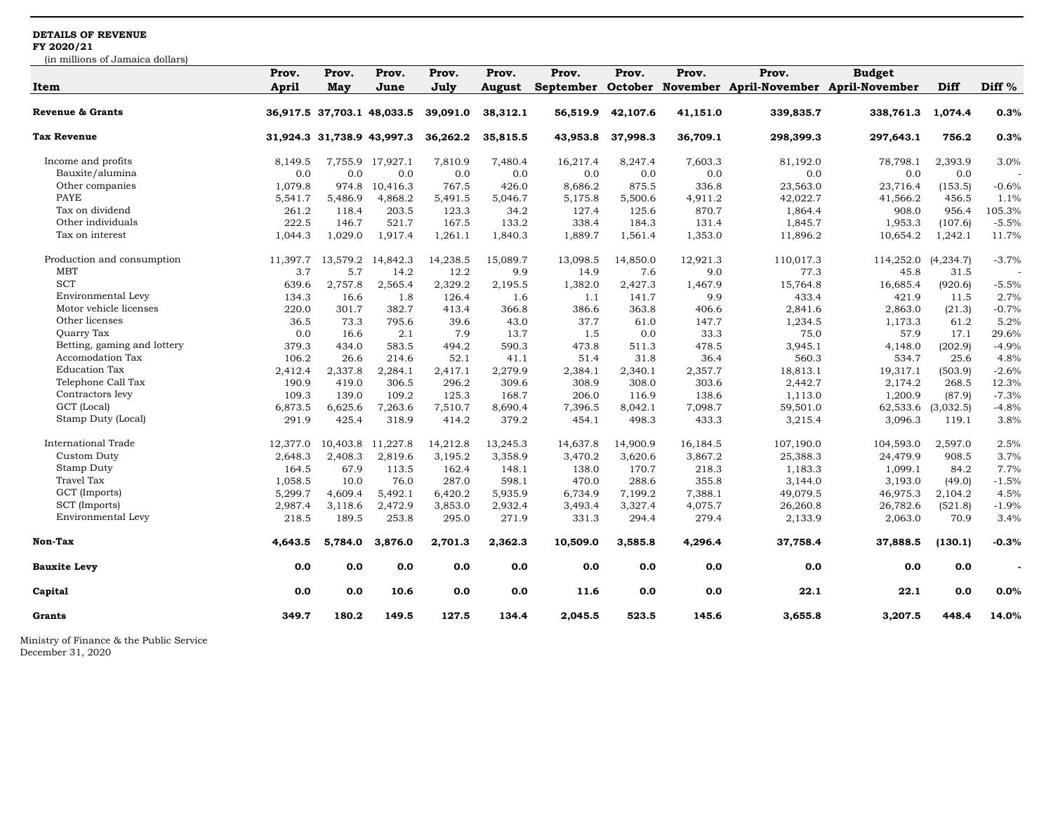**DETAILS OF REVENUE**
**FY 2020/21**
(in millions of Jamaica dollars)

| Item | Prov. April | Prov. May | Prov. June | Prov. July | Prov. August | Prov. September | Prov. October | Prov. November | Prov. April-November | Budget April-November | Diff | Diff % |
|---|---|---|---|---|---|---|---|---|---|---|---|---|
| **Revenue & Grants** | **36,917.5** | **37,703.1** | **48,033.5** | **39,091.0** | **38,312.1** | **56,519.9** | **42,107.6** | **41,151.0** | **339,835.7** | **338,761.3** | **1,074.4** | **0.3%** |
| **Tax Revenue** | **31,924.3** | **31,738.9** | **43,997.3** | **36,262.2** | **35,815.5** | **43,953.8** | **37,998.3** | **36,709.1** | **298,399.3** | **297,643.1** | **756.2** | **0.3%** |
| Income and profits | 8,149.5 | 7,755.9 | 17,927.1 | 7,810.9 | 7,480.4 | 16,217.4 | 8,247.4 | 7,603.3 | 81,192.0 | 78,798.1 | 2,393.9 | 3.0% |
| Bauxite/alumina | 0.0 | 0.0 | 0.0 | 0.0 | 0.0 | 0.0 | 0.0 | 0.0 | 0.0 | 0.0 | 0.0 | - |
| Other companies | 1,079.8 | 974.8 | 10,416.3 | 767.5 | 426.0 | 8,686.2 | 875.5 | 336.8 | 23,563.0 | 23,716.4 | (153.5) | -0.6% |
| PAYE | 5,541.7 | 5,486.9 | 4,868.2 | 5,491.5 | 5,046.7 | 5,175.8 | 5,500.6 | 4,911.2 | 42,022.7 | 41,566.2 | 456.5 | 1.1% |
| Tax on dividend | 261.2 | 118.4 | 203.5 | 123.3 | 34.2 | 127.4 | 125.6 | 870.7 | 1,864.4 | 908.0 | 956.4 | 105.3% |
| Other individuals | 222.5 | 146.7 | 521.7 | 167.5 | 133.2 | 338.4 | 184.3 | 131.4 | 1,845.7 | 1,953.3 | (107.6) | -5.5% |
| Tax on interest | 1,044.3 | 1,029.0 | 1,917.4 | 1,261.1 | 1,840.3 | 1,889.7 | 1,561.4 | 1,353.0 | 11,896.2 | 10,654.2 | 1,242.1 | 11.7% |
| Production and consumption | 11,397.7 | 13,579.2 | 14,842.3 | 14,238.5 | 15,089.7 | 13,098.5 | 14,850.0 | 12,921.3 | 110,017.3 | 114,252.0 | (4,234.7) | -3.7% |
| MBT | 3.7 | 5.7 | 14.2 | 12.2 | 9.9 | 14.9 | 7.6 | 9.0 | 77.3 | 45.8 | 31.5 | - |
| SCT | 639.6 | 2,757.8 | 2,565.4 | 2,329.2 | 2,195.5 | 1,382.0 | 2,427.3 | 1,467.9 | 15,764.8 | 16,685.4 | (920.6) | -5.5% |
| Environmental Levy | 134.3 | 16.6 | 1.8 | 126.4 | 1.6 | 1.1 | 141.7 | 9.9 | 433.4 | 421.9 | 11.5 | 2.7% |
| Motor vehicle licenses | 220.0 | 301.7 | 382.7 | 413.4 | 366.8 | 386.6 | 363.8 | 406.6 | 2,841.6 | 2,863.0 | (21.3) | -0.7% |
| Other licenses | 36.5 | 73.3 | 795.6 | 39.6 | 43.0 | 37.7 | 61.0 | 147.7 | 1,234.5 | 1,173.3 | 61.2 | 5.2% |
| Quarry Tax | 0.0 | 16.6 | 2.1 | 7.9 | 13.7 | 1.5 | 0.0 | 33.3 | 75.0 | 57.9 | 17.1 | 29.6% |
| Betting, gaming and lottery | 379.3 | 434.0 | 583.5 | 494.2 | 590.3 | 473.8 | 511.3 | 478.5 | 3,945.1 | 4,148.0 | (202.9) | -4.9% |
| Accomodation Tax | 106.2 | 26.6 | 214.6 | 52.1 | 41.1 | 51.4 | 31.8 | 36.4 | 560.3 | 534.7 | 25.6 | 4.8% |
| Education Tax | 2,412.4 | 2,337.8 | 2,284.1 | 2,417.1 | 2,279.9 | 2,384.1 | 2,340.1 | 2,357.7 | 18,813.1 | 19,317.1 | (503.9) | -2.6% |
| Telephone Call Tax | 190.9 | 419.0 | 306.5 | 296.2 | 309.6 | 308.9 | 308.0 | 303.6 | 2,442.7 | 2,174.2 | 268.5 | 12.3% |
| Contractors levy | 109.3 | 139.0 | 109.2 | 125.3 | 168.7 | 206.0 | 116.9 | 138.6 | 1,113.0 | 1,200.9 | (87.9) | -7.3% |
| GCT (Local) | 6,873.5 | 6,625.6 | 7,263.6 | 7,510.7 | 8,690.4 | 7,396.5 | 8,042.1 | 7,098.7 | 59,501.0 | 62,533.6 | (3,032.5) | -4.8% |
| Stamp Duty (Local) | 291.9 | 425.4 | 318.9 | 414.2 | 379.2 | 454.1 | 498.3 | 433.3 | 3,215.4 | 3,096.3 | 119.1 | 3.8% |
| International Trade | 12,377.0 | 10,403.8 | 11,227.8 | 14,212.8 | 13,245.3 | 14,637.8 | 14,900.9 | 16,184.5 | 107,190.0 | 104,593.0 | 2,597.0 | 2.5% |
| Custom Duty | 2,648.3 | 2,408.3 | 2,819.6 | 3,195.2 | 3,358.9 | 3,470.2 | 3,620.6 | 3,867.2 | 25,388.3 | 24,479.9 | 908.5 | 3.7% |
| Stamp Duty | 164.5 | 67.9 | 113.5 | 162.4 | 148.1 | 138.0 | 170.7 | 218.3 | 1,183.3 | 1,099.1 | 84.2 | 7.7% |
| Travel Tax | 1,058.5 | 10.0 | 76.0 | 287.0 | 598.1 | 470.0 | 288.6 | 355.8 | 3,144.0 | 3,193.0 | (49.0) | -1.5% |
| GCT (Imports) | 5,299.7 | 4,609.4 | 5,492.1 | 6,420.2 | 5,935.9 | 6,734.9 | 7,199.2 | 7,388.1 | 49,079.5 | 46,975.3 | 2,104.2 | 4.5% |
| SCT (Imports) | 2,987.4 | 3,118.6 | 2,472.9 | 3,853.0 | 2,932.4 | 3,493.4 | 3,327.4 | 4,075.7 | 26,260.8 | 26,782.6 | (521.8) | -1.9% |
| Environmental Levy | 218.5 | 189.5 | 253.8 | 295.0 | 271.9 | 331.3 | 294.4 | 279.4 | 2,133.9 | 2,063.0 | 70.9 | 3.4% |
| **Non-Tax** | **4,643.5** | **5,784.0** | **3,876.0** | **2,701.3** | **2,362.3** | **10,509.0** | **3,585.8** | **4,296.4** | **37,758.4** | **37,888.5** | **(130.1)** | **-0.3%** |
| **Bauxite Levy** | **0.0** | **0.0** | **0.0** | **0.0** | **0.0** | **0.0** | **0.0** | **0.0** | **0.0** | **0.0** | **0.0** | **-** |
| **Capital** | **0.0** | **0.0** | **10.6** | **0.0** | **0.0** | **11.6** | **0.0** | **0.0** | **22.1** | **22.1** | **0.0** | **0.0%** |
| **Grants** | **349.7** | **180.2** | **149.5** | **127.5** | **134.4** | **2,045.5** | **523.5** | **145.6** | **3,655.8** | **3,207.5** | **448.4** | **14.0%** |

Ministry of Finance & the Public Service
December 31, 2020